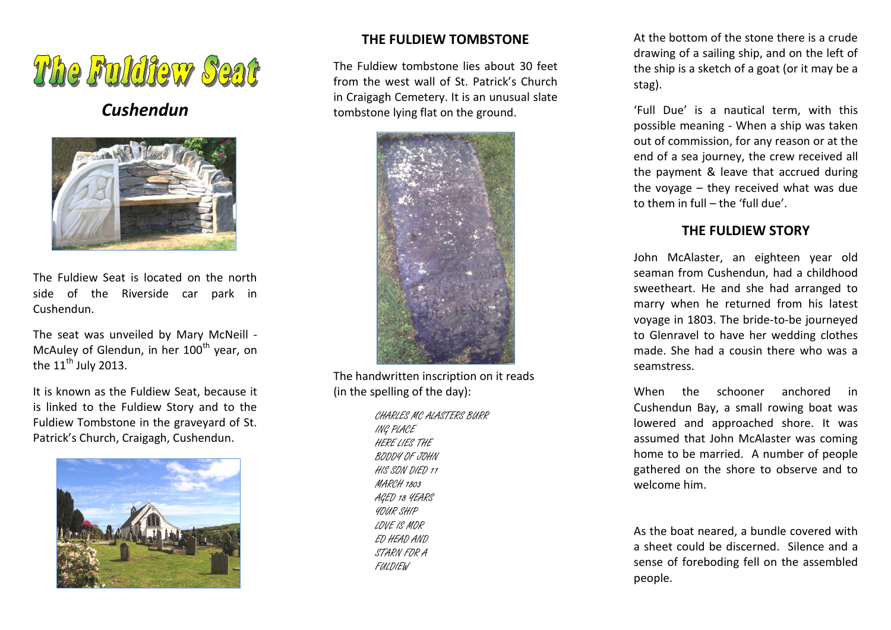# The Fuldiew Seat

## *Cushendun*

The Fuldiew Seat is located on the north side of the Riverside car park in Cushendun.

The seat was unveiled by Mary McNeill - McAuley of Glendun, in her 100th year, on the 11th July 2013.

It is known as the Fuldiew Seat, because it is linked to the Fuldiew Story and to the Fuldiew Tombstone in the graveyard of St. Patrick's Church, Craigagh, Cushendun.

## THE FULDIEW TOMBSTONE

The Fuldiew tombstone lies about 30 feet from the west wall of St. Patrick's Church in Craigagh Cemetery. It is an unusual slate tombstone lying flat on the ground.

The handwritten inscription on it reads (in the spelling of the day):

CHARLES MC ALASTERS BURR
ING PLACE
HERE LIES THE
BODDY OF JOHN
HIS SON DIED 11
MARCH 1803
AGED 18 YEARS
YOUR SHIP
LOVE IS MOR
ED HEAD AND
STARN FOR A
FULDIEW

At the bottom of the stone there is a crude drawing of a sailing ship, and on the left of the ship is a sketch of a goat (or it may be a stag).

'Full Due' is a nautical term, with this possible meaning - When a ship was taken out of commission, for any reason or at the end of a sea journey, the crew received all the payment & leave that accrued during the voyage – they received what was due to them in full – the 'full due'.

## THE FULDIEW STORY

John McAlaster, an eighteen year old seaman from Cushendun, had a childhood sweetheart. He and she had arranged to marry when he returned from his latest voyage in 1803. The bride-to-be journeyed to Glenravel to have her wedding clothes made. She had a cousin there who was a seamstress.

When the schooner anchored in Cushendun Bay, a small rowing boat was lowered and approached shore. It was assumed that John McAlaster was coming home to be married. A number of people gathered on the shore to observe and to welcome him.

As the boat neared, a bundle covered with a sheet could be discerned. Silence and a sense of foreboding fell on the assembled people.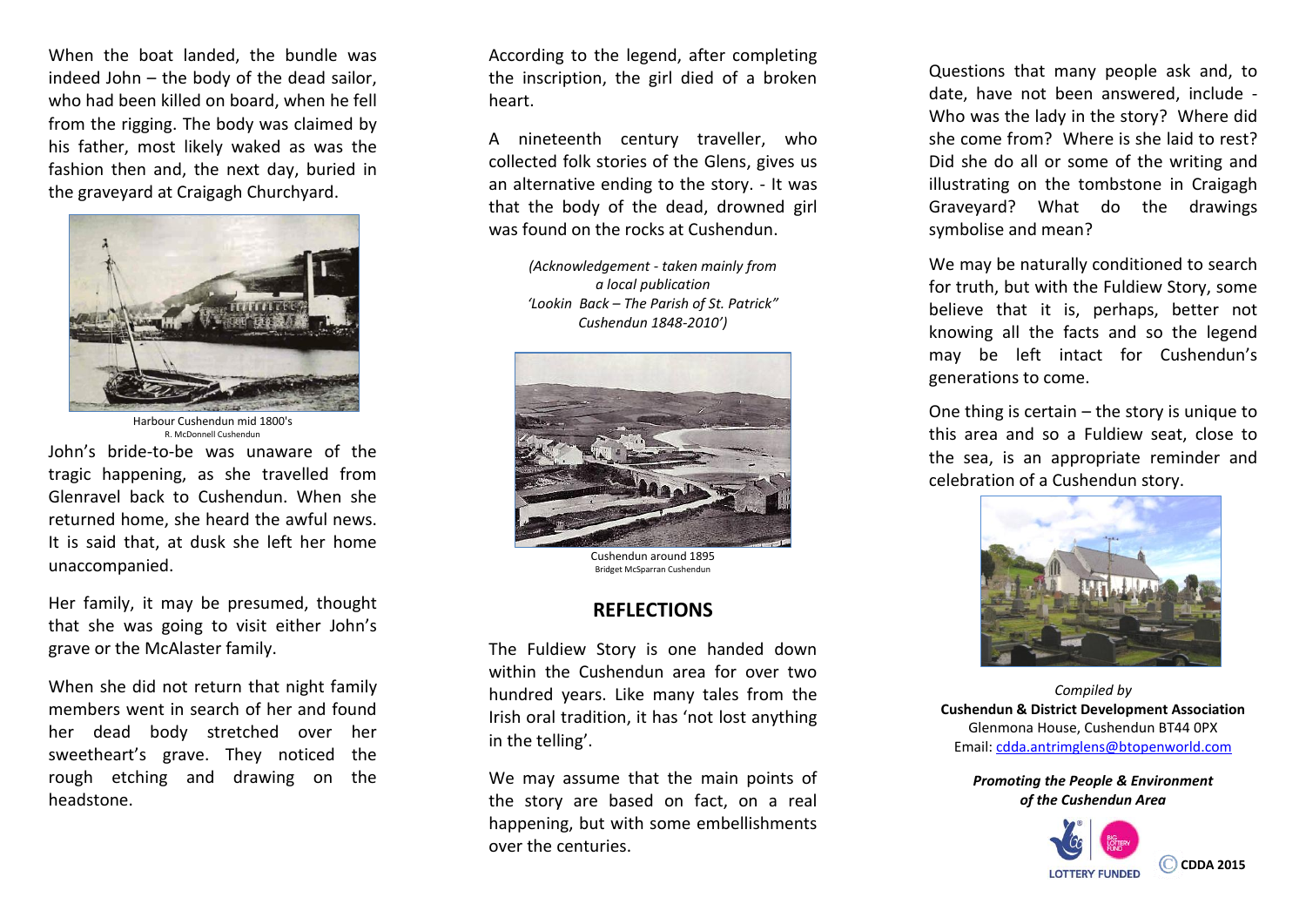When the boat landed, the bundle was indeed John – the body of the dead sailor, who had been killed on board, when he fell from the rigging. The body was claimed by his father, most likely waked as was the fashion then and, the next day, buried in the graveyard at Craigagh Churchyard.

Harbour Cushendun mid 1800's
R. McDonnell Cushendun

John's bride-to-be was unaware of the tragic happening, as she travelled from Glenravel back to Cushendun. When she returned home, she heard the awful news. It is said that, at dusk she left her home unaccompanied.

Her family, it may be presumed, thought that she was going to visit either John's grave or the McAlaster family.

When she did not return that night family members went in search of her and found her dead body stretched over her sweetheart's grave. They noticed the rough etching and drawing on the headstone.

According to the legend, after completing the inscription, the girl died of a broken heart.

A nineteenth century traveller, who collected folk stories of the Glens, gives us an alternative ending to the story. - It was that the body of the dead, drowned girl was found on the rocks at Cushendun.

*(Acknowledgement - taken mainly from a local publication 'Lookin Back – The Parish of St. Patrick" Cushendun 1848-2010')*

Cushendun around 1895
Bridget McSparran Cushendun

## REFLECTIONS

The Fuldiew Story is one handed down within the Cushendun area for over two hundred years. Like many tales from the Irish oral tradition, it has 'not lost anything in the telling'.

We may assume that the main points of the story are based on fact, on a real happening, but with some embellishments over the centuries.

Questions that many people ask and, to date, have not been answered, include - Who was the lady in the story? Where did she come from? Where is she laid to rest? Did she do all or some of the writing and illustrating on the tombstone in Craigagh Graveyard? What do the drawings symbolise and mean?

We may be naturally conditioned to search for truth, but with the Fuldiew Story, some believe that it is, perhaps, better not knowing all the facts and so the legend may be left intact for Cushendun's generations to come.

One thing is certain – the story is unique to this area and so a Fuldiew seat, close to the sea, is an appropriate reminder and celebration of a Cushendun story.

*Compiled by*
**Cushendun & District Development Association**
Glenmona House, Cushendun BT44 0PX
Email: cdda.antrimglens@btopenworld.com

***Promoting the People & Environment of the Cushendun Area***

LOTTERY FUNDED

© **CDDA 2015**